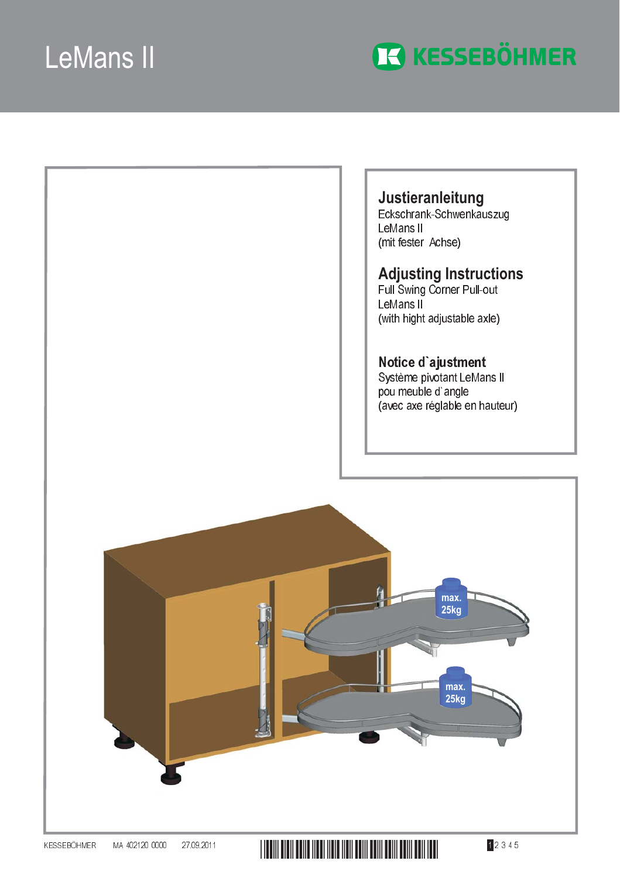# LeMans II

KESSEBÖHMER

## Justieranleitung

Eckschrank-Schwenkauszug
LeMans II
(mit fester Achse)

## Adjusting Instructions

Full Swing Corner Pull-out
LeMans II
(with hight adjustable axle)

## Notice d`ajustment

Système pivotant LeMans II
pou meuble d`angle
(avec axe réglable en hauteur)

max. 25kg

max. 25kg

KESSEBÖHMER MA 402120 0000 27.09.2011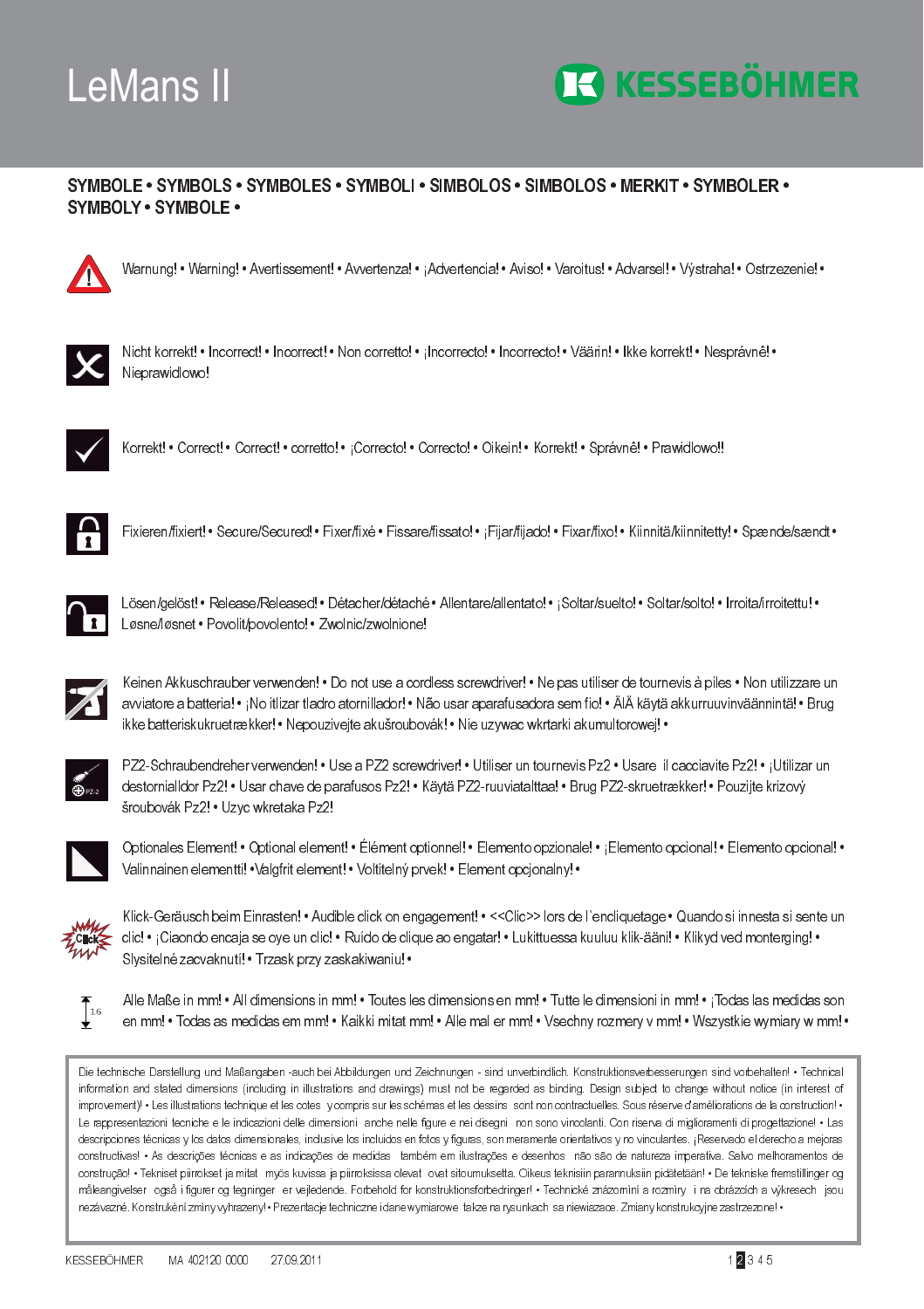# LeMans II

KESSEBÖHMER

## SYMBOLE • SYMBOLS • SYMBOLES • SYMBOLI • SIMBOLOS • SIMBOLOS • MERKIT • SYMBOLER • SYMBOLY • SYMBOLE •

Warnung! • Warning! • Avertissement! • Avvertenza! • ¡Advertencia! • Aviso! • Varoitus! • Advarsel! • Výstraha! • Ostrzezenie! •

Nicht korrekt! • Incorrect! • Incorrect! • Non corretto! • ¡Incorrecto! • Incorrecto! • Väärin! • Ikke korrekt! • Nesprávně! • Nieprawidlowo!

Korrekt! • Correct! • Correct! • corretto! • ¡Correcto! • Correcto! • Oikein! • Korrekt! • Správně! • Prawidlowo!!

Fixieren/fixiert! • Secure/Secured! • Fixer/fixé • Fissare/fissato! • ¡Fijar/fijado! • Fixar/fixo! • Kiinnitä/kiinnitetty! • Spænde/spændt •

Lösen/gelöst! • Release/Released! • Détacher/détaché • Allentare/allentato! • ¡Soltar/suelto! • Soltar/solto! • Irroita/irroitettu! • Løsne/løsnet • Povolit/povoleno! • Zwolnic/zwolnione!

Keinen Akkuschrauber verwenden! • Do not use a cordless screwdriver! • Ne pas utiliser de tournevis à piles • Non utilizzare un avviatore a batteria! • ¡No itlizar tladro atornilladdor! • Não usar aparafusadora sem fio! • ÄlÄ käytä akkuruuvinväännintä! • Brug ikke batteriskukruetrækker! • Nepouzivejte akušroubovák! • Nie uzywac wkrtarki akumultorowej! •

PZ2-Schraubendreher verwenden! • Use a PZ2 screwdriver! • Utiliser un tournevis Pz2 • Usare il cacciavite Pz2! • ¡Utilizar un destornialldor Pz2! • Usar chave de parafusos Pz2! • Käytä PZ2-ruuviatalttaa! • Brug PZ2-skruetrækker! • Pouzijte krizový šroubovák Pz2! • Uzyc wkretaka Pz2!

Optionales Element! • Optional element! • Élément optionnel! • Elemento opzionale! • ¡Elemento opcional! • Elemento opcional! • Valinnainen elementti! •Valgfrit element! • Voltitelný prvek! • Element opcjonalny! •

Klick-Geräusch beim Einrasten! • Audible click on engagement! • <<Clic>> lors de l`encliquetage • Quando si innesta si sente un clic! • ¡Ciaondo encaja se oye un clic! • Ruído de clique ao engatar! • Lukittuessa kuuluu klik-ääni! • Klikyd ved montering! • Slysitelné zacvaknutí! • Trzask przy zaskakiwaniu! •

Alle Maße in mm! • All dimensions in mm! • Toutes les dimensions en mm! • Tutte le dimensioni in mm! • ¡Todas las medidas son en mm! • Todas as medidas em mm! • Kaikki mitat mm! • Alle mal er mm! • Vsechny rozmery v mm! • Wszystkie wymiary w mm! •

Die technische Darstellung und Maßangaben -auch bei Abbildungen und Zeichnungen - sind unverbindlich. Konstruktionsverbesserungen sind vorbehalten! • Technical information and stated dimensions (including in illustrations and drawings) must not be regarded as binding. Design subject to change without notice (in interest of improvement)! • Les illustrations technique et les cotes y compris sur les schémas et les dessins sont non contractuelles. Sous réserve d'améliorations de la construction! • Le rappresentazioni tecniche e le indicazioni delle dimensioni anche nelle figure e nei disegni non sono vincolanti. Con riserva di miglioramenti di progettazione! • Las descripciones técnicas y los datos dimensionales, inclusive los incluidos en fotos y figuras, son meramente orientativos y no vinculantes. ¡Reservado el derecho a mejoras constructivas! • As descrições técnicas e as indicações de medidas também em ilustrações e desenhos não são de natureza imperativa. Salvo melhoramentos de construção! • Tekniset piirrokset ja mitat myös kuvissa ja piirroksissa olevat ovat sitoumuksetta. Oikeus teknisiin parannuksiin pidätetään! • De tekniske fremstillinger og måleangivelser også i figurer og tegninger er vejledende. Forbehold for konstruktionsforbedringer! • Technické znázornění a rozměry i na obrázcích a výkresech jsou nezávazné. Konstrukční změny vyhrazeny! • Prezentacje techniczne i dane wymiarowe takze na rysunkach sa niewiazace. Zmiany konstrukcyjne zastrzezone! •

KESSEBÖHMER MA 402120 0000 27.09.2011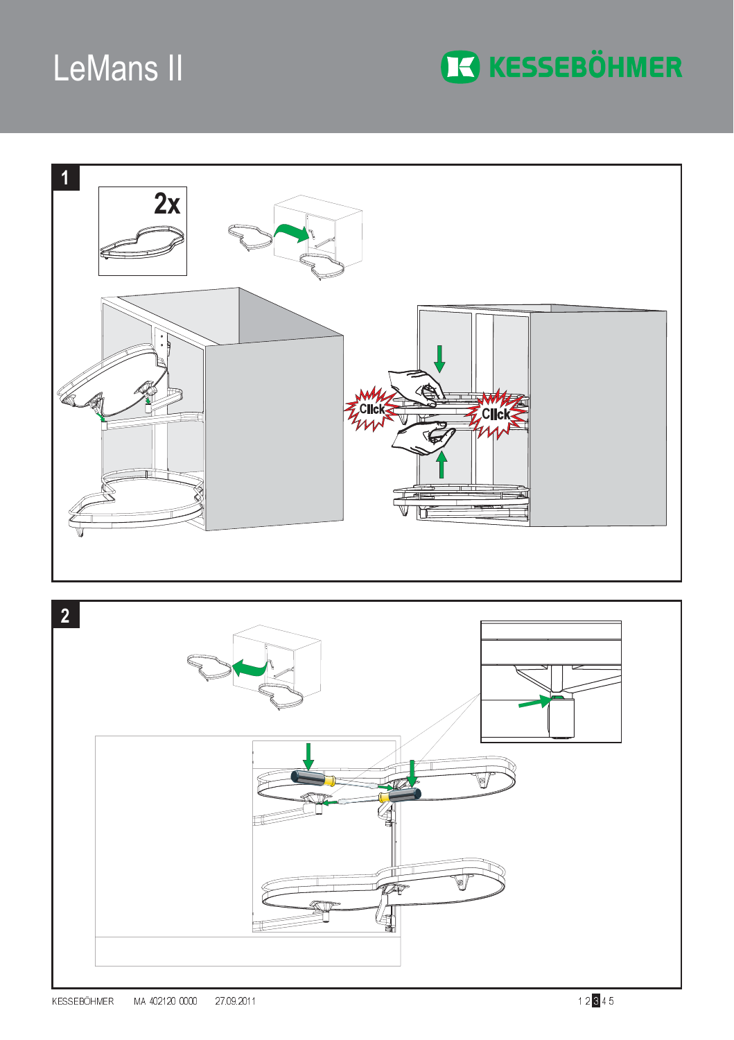# LeMans II

**KESSEBÖHMER**

**1**

2x

Click

Click

**2**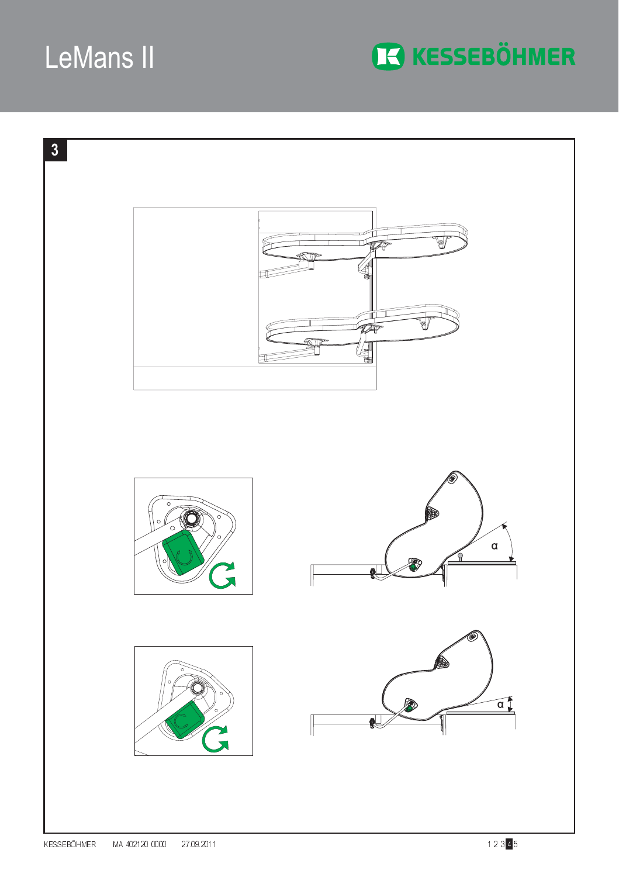# 3

α

α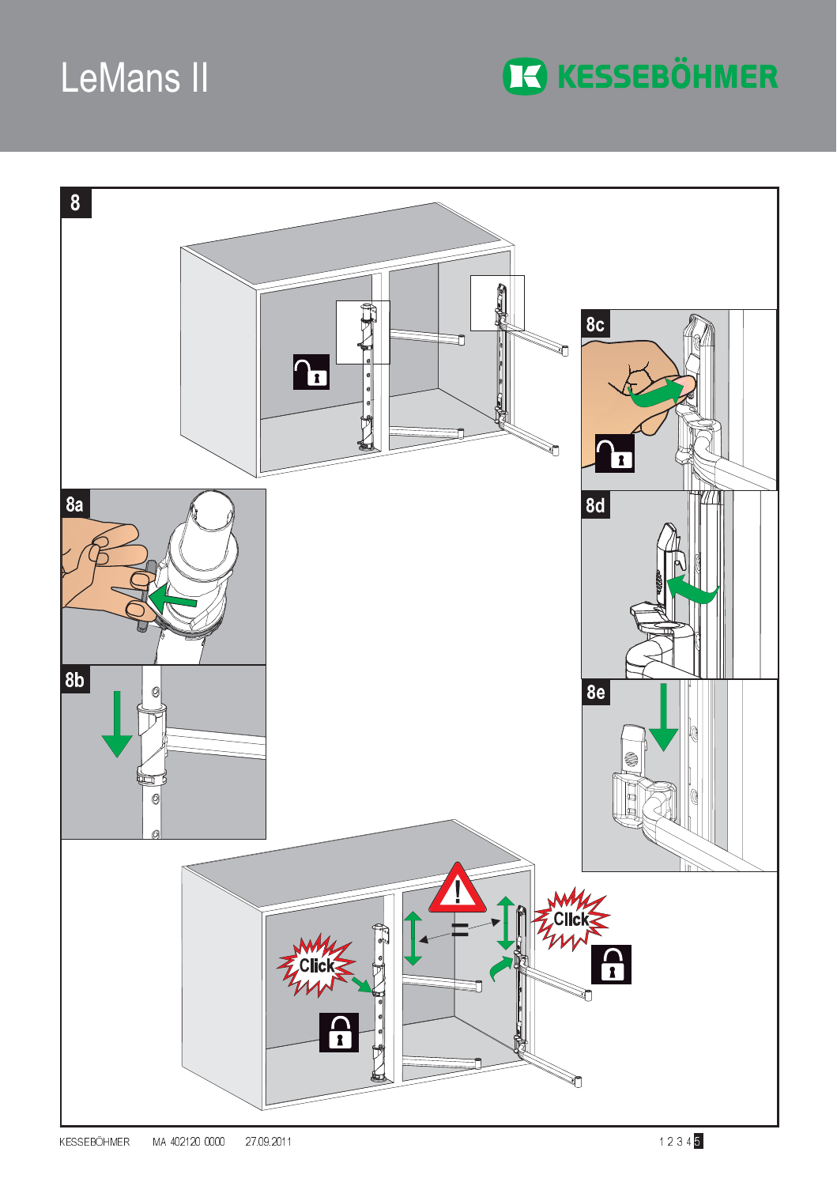# LeMans II

KESSEBÖHMER

8

8a

8b

8c

8d

8e

Click

Click

=